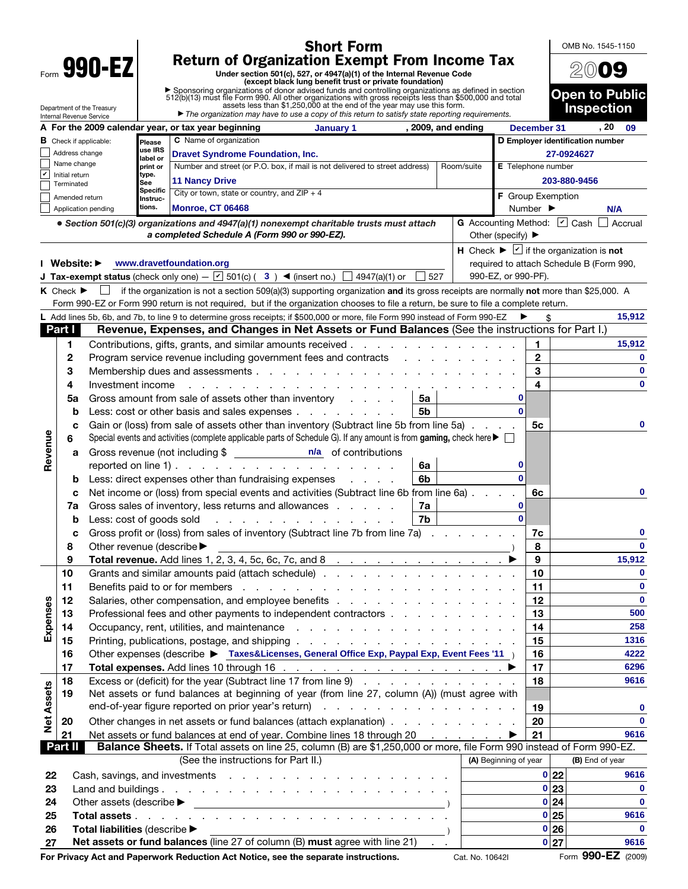# Form 990-EZ

**Short Form**
**Return of Organization Exempt From Income Tax**

Under section 501(c), 527, or 4947(a)(1) of the Internal Revenue Code (except black lung benefit trust or private foundation)

▶ Sponsoring organizations of donor advised funds and controlling organizations as defined in section 512(b)(13) must file Form 990. All other organizations with gross receipts less than $500,000 and total assets less than $1,250,000 at the end of the year may use this form.

▶ *The organization may have to use a copy of this return to satisfy state reporting requirements.*

Department of the Treasury
Internal Revenue Service

OMB No. 1545-1150

**2009**

**Open to Public Inspection**

**A** For the 2009 calendar year, or tax year beginning January 1, 2009, and ending December 31, 20 09

**B** Check if applicable:
- ☐ Address change
- ☐ Name change
- ☑ Initial return
- ☐ Terminated
- ☐ Amended return
- ☐ Application pending

Please use IRS label or print or type. See Specific Instructions.

**C** Name of organization: **Dravet Syndrome Foundation, Inc.**

Number and street (or P.O. box, if mail is not delivered to street address): **11 Nancy Drive** Room/suite:

City or town, state or country, and ZIP + 4: **Monroe, CT 06468**

**D** Employer identification number: **27-0924627**

**E** Telephone number: **203-880-9456**

**F** Group Exemption Number ▶ **N/A**

• *Section 501(c)(3) organizations and 4947(a)(1) nonexempt charitable trusts must attach a completed Schedule A (Form 990 or 990-EZ).*

**G** Accounting Method: ☑ Cash ☐ Accrual Other (specify) ▶

**H** Check ▶ ☑ if the organization is **not** required to attach Schedule B (Form 990, 990-EZ, or 990-PF).

**I Website:** ▶ www.dravetfoundation.org

**J Tax-exempt status** (check only one) — ☑ 501(c) ( 3 ) ◀ (insert no.) ☐ 4947(a)(1) or ☐ 527

**K** Check ▶ ☐ if the organization is not a section 509(a)(3) supporting organization **and** its gross receipts are normally **not** more than $25,000. A Form 990-EZ or Form 990 return is not required, but if the organization chooses to file a return, be sure to file a complete return.

**L** Add lines 5b, 6b, and 7b, to line 9 to determine gross receipts; if $500,000 or more, file Form 990 instead of Form 990-EZ ▶ $ 15,912

## Part I — Revenue, Expenses, and Changes in Net Assets or Fund Balances (See the instructions for Part I.)

| Section | Line | Description | Sub-line | Sub-amount | Line | Amount |
|---|---|---|---|---|---|---|
| Revenue | 1 | Contributions, gifts, grants, and similar amounts received | | | 1 | 15,912 |
| | 2 | Program service revenue including government fees and contracts | | | 2 | 0 |
| | 3 | Membership dues and assessments | | | 3 | 0 |
| | 4 | Investment income | | | 4 | 0 |
| | 5a | Gross amount from sale of assets other than inventory | 5a | 0 | | |
| | b | Less: cost or other basis and sales expenses | 5b | 0 | | |
| | c | Gain or (loss) from sale of assets other than inventory (Subtract line 5b from line 5a) | | | 5c | 0 |
| | 6 | Special events and activities (complete applicable parts of Schedule G). If any amount is from **gaming,** check here ▶ ☐ | | | | |
| | a | Gross revenue (not including $ n/a of contributions reported on line 1) | 6a | 0 | | |
| | b | Less: direct expenses other than fundraising expenses | 6b | 0 | | |
| | c | Net income or (loss) from special events and activities (Subtract line 6b from line 6a) | | | 6c | 0 |
| | 7a | Gross sales of inventory, less returns and allowances | 7a | 0 | | |
| | b | Less: cost of goods sold | 7b | 0 | | |
| | c | Gross profit or (loss) from sales of inventory (Subtract line 7b from line 7a) | | | 7c | 0 |
| | 8 | Other revenue (describe ▶ ) | | | 8 | 0 |
| | 9 | **Total revenue.** Add lines 1, 2, 3, 4, 5c, 6c, 7c, and 8 ▶ | | | 9 | 15,912 |
| Expenses | 10 | Grants and similar amounts paid (attach schedule) | | | 10 | 0 |
| | 11 | Benefits paid to or for members | | | 11 | 0 |
| | 12 | Salaries, other compensation, and employee benefits | | | 12 | 0 |
| | 13 | Professional fees and other payments to independent contractors | | | 13 | 500 |
| | 14 | Occupancy, rent, utilities, and maintenance | | | 14 | 258 |
| | 15 | Printing, publications, postage, and shipping | | | 15 | 1316 |
| | 16 | Other expenses (describe ▶ Taxes&Licenses, General Office Exp, Paypal Exp, Event Fees '11 ) | | | 16 | 4222 |
| | 17 | **Total expenses.** Add lines 10 through 16 ▶ | | | 17 | 6296 |
| Net Assets | 18 | Excess or (deficit) for the year (Subtract line 17 from line 9) | | | 18 | 9616 |
| | 19 | Net assets or fund balances at beginning of year (from line 27, column (A)) (must agree with end-of-year figure reported on prior year's return) | | | 19 | 0 |
| | 20 | Other changes in net assets or fund balances (attach explanation) | | | 20 | 0 |
| | 21 | Net assets or fund balances at end of year. Combine lines 18 through 20 ▶ | | | 21 | 9616 |

## Part II — Balance Sheets. If Total assets on line 25, column (B) are $1,250,000 or more, file Form 990 instead of Form 990-EZ.

(See the instructions for Part II.)

| Line | Description | (A) Beginning of year | Line | (B) End of year |
|---|---|---|---|---|
| 22 | Cash, savings, and investments | 0 | 22 | 9616 |
| 23 | Land and buildings | 0 | 23 | 0 |
| 24 | Other assets (describe ▶ ) | 0 | 24 | 0 |
| 25 | **Total assets** | 0 | 25 | 9616 |
| 26 | **Total liabilities** (describe ▶ ) | 0 | 26 | 0 |
| 27 | **Net assets or fund balances** (line 27 of column (B) **must** agree with line 21) | 0 | 27 | 9616 |

**For Privacy Act and Paperwork Reduction Act Notice, see the separate instructions.** Cat. No. 10642I Form **990-EZ** (2009)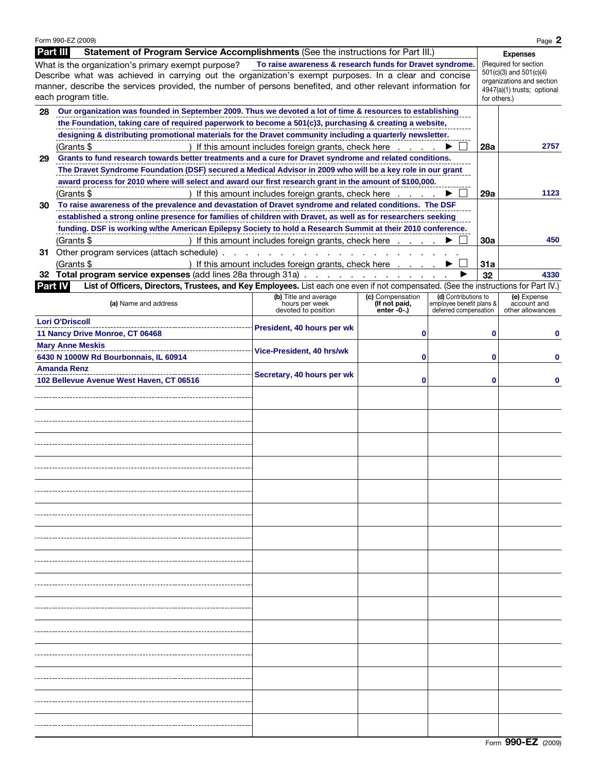Form 990-EZ (2009)

## Part III Statement of Program Service Accomplishments (See the instructions for Part III.)

**Expenses** (Required for section 501(c)(3) and 501(c)(4) organizations and section 4947(a)(1) trusts; optional for others.)

What is the organization's primary exempt purpose? **To raise awareness & research funds for Dravet syndrome.**

Describe what was achieved in carrying out the organization's exempt purposes. In a clear and concise manner, describe the services provided, the number of persons benefited, and other relevant information for each program title.

| Line | Description | | Expenses |
|---|---|---|---|
| 28 | Our organization was founded in September 2009. Thus we devoted a lot of time & resources to establishing the Foundation, taking care of required paperwork to become a 501(c)3, purchasing & creating a website, designing & distributing promotional materials for the Dravet community including a quarterly newsletter. (Grants $ ) If this amount includes foreign grants, check here ▶ ☐ | 28a | 2757 |
| 29 | Grants to fund research towards better treatments and a cure for Dravet syndrome and related conditions. The Dravet Syndrome Foundation (DSF) secured a Medical Advisor in 2009 who will be a key role in our grant award process for 2010 where will select and award our first research grant in the amount of $100,000. (Grants $ ) If this amount includes foreign grants, check here ▶ ☐ | 29a | 1123 |
| 30 | To raise awareness of the prevalence and devastation of Dravet syndrome and related conditions. The DSF established a strong online presence for families of children with Dravet, as well as for researchers seeking funding. DSF is working w/the American Epilepsy Society to hold a Research Summit at their 2010 conference. (Grants $ ) If this amount includes foreign grants, check here ▶ ☐ | 30a | 450 |
| 31 | Other program services (attach schedule) (Grants $ ) If this amount includes foreign grants, check here ▶ ☐ | 31a | |
| 32 | **Total program service expenses** (add lines 28a through 31a) ▶ | 32 | 4330 |

## Part IV List of Officers, Directors, Trustees, and Key Employees. List each one even if not compensated. (See the instructions for Part IV.)

| (a) Name and address | (b) Title and average hours per week devoted to position | (c) Compensation (If not paid, enter -0-.) | (d) Contributions to employee benefit plans & deferred compensation | (e) Expense account and other allowances |
|---|---|---|---|---|
| Lori O'Driscoll<br>11 Nancy Drive Monroe, CT 06468 | President, 40 hours per wk | 0 | 0 | 0 |
| Mary Anne Meskis<br>6430 N 1000W Rd Bourbonnais, IL 60914 | Vice-President, 40 hrs/wk | 0 | 0 | 0 |
| Amanda Renz<br>102 Bellevue Avenue West Haven, CT 06516 | Secretary, 40 hours per wk | 0 | 0 | 0 |

Form **990-EZ** (2009)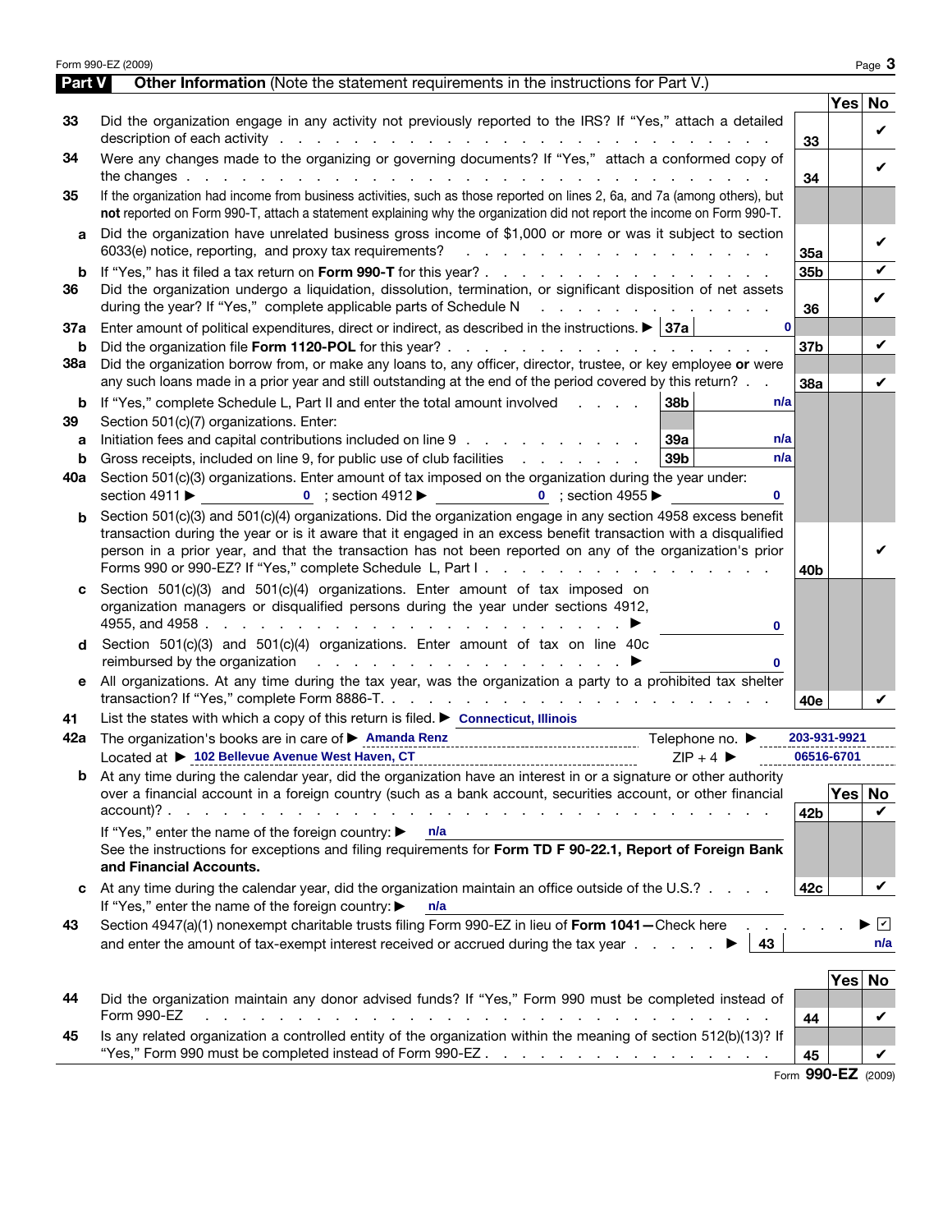Form 990-EZ (2009)

## Part V — Other Information (Note the statement requirements in the instructions for Part V.)

| Line | Question | | Yes | No |
|---|---|---|---|---|
| 33 | Did the organization engage in any activity not previously reported to the IRS? If "Yes," attach a detailed description of each activity | 33 | | ✔ |
| 34 | Were any changes made to the organizing or governing documents? If "Yes," attach a conformed copy of the changes | 34 | | ✔ |
| 35 | If the organization had income from business activities, such as those reported on lines 2, 6a, and 7a (among others), but **not** reported on Form 990-T, attach a statement explaining why the organization did not report the income on Form 990-T. | | | |
| a | Did the organization have unrelated business gross income of $1,000 or more or was it subject to section 6033(e) notice, reporting, and proxy tax requirements? | 35a | | ✔ |
| b | If "Yes," has it filed a tax return on **Form 990-T** for this year? | 35b | | ✔ |
| 36 | Did the organization undergo a liquidation, dissolution, termination, or significant disposition of net assets during the year? If "Yes," complete applicable parts of Schedule N | 36 | | ✔ |
| 37a | Enter amount of political expenditures, direct or indirect, as described in the instructions. ▶ 37a: 0 | | | |
| b | Did the organization file **Form 1120-POL** for this year? | 37b | | ✔ |
| 38a | Did the organization borrow from, or make any loans to, any officer, director, trustee, or key employee **or** were any such loans made in a prior year and still outstanding at the end of the period covered by this return? | 38a | | ✔ |
| b | If "Yes," complete Schedule L, Part II and enter the total amount involved — 38b: n/a | | | |
| 39 | Section 501(c)(7) organizations. Enter: | | | |
| a | Initiation fees and capital contributions included on line 9 — 39a: n/a | | | |
| b | Gross receipts, included on line 9, for public use of club facilities — 39b: n/a | | | |
| 40a | Section 501(c)(3) organizations. Enter amount of tax imposed on the organization during the year under: section 4911 ▶ 0 ; section 4912 ▶ 0 ; section 4955 ▶ 0 | | | |
| b | Section 501(c)(3) and 501(c)(4) organizations. Did the organization engage in any section 4958 excess benefit transaction during the year or is it aware that it engaged in an excess benefit transaction with a disqualified person in a prior year, and that the transaction has not been reported on any of the organization's prior Forms 990 or 990-EZ? If "Yes," complete Schedule L, Part I | 40b | | ✔ |
| c | Section 501(c)(3) and 501(c)(4) organizations. Enter amount of tax imposed on organization managers or disqualified persons during the year under sections 4912, 4955, and 4958 ▶ 0 | | | |
| d | Section 501(c)(3) and 501(c)(4) organizations. Enter amount of tax on line 40c reimbursed by the organization ▶ 0 | | | |
| e | All organizations. At any time during the tax year, was the organization a party to a prohibited tax shelter transaction? If "Yes," complete Form 8886-T. | 40e | | ✔ |

**41** List the states with which a copy of this return is filed. ▶ Connecticut, Illinois

**42a** The organization's books are in care of ▶ Amanda Renz — Telephone no. ▶ 203-931-9921

Located at ▶ 102 Bellevue Avenue West Haven, CT — ZIP + 4 ▶ 06516-6701

| Line | Question | | Yes | No |
|---|---|---|---|---|
| 42b | At any time during the calendar year, did the organization have an interest in or a signature or other authority over a financial account in a foreign country (such as a bank account, securities account, or other financial account)? | 42b | | ✔ |
| | If "Yes," enter the name of the foreign country: ▶ n/a<br>See the instructions for exceptions and filing requirements for **Form TD F 90-22.1, Report of Foreign Bank and Financial Accounts.** | | | |
| c | At any time during the calendar year, did the organization maintain an office outside of the U.S.? | 42c | | ✔ |
| | If "Yes," enter the name of the foreign country: ▶ n/a | | | |

**43** Section 4947(a)(1) nonexempt charitable trusts filing Form 990-EZ in lieu of **Form 1041**—Check here ▶ ☑
and enter the amount of tax-exempt interest received or accrued during the tax year ▶ 43: n/a

| Line | Question | | Yes | No |
|---|---|---|---|---|
| 44 | Did the organization maintain any donor advised funds? If "Yes," Form 990 must be completed instead of Form 990-EZ | 44 | | ✔ |
| 45 | Is any related organization a controlled entity of the organization within the meaning of section 512(b)(13)? If "Yes," Form 990 must be completed instead of Form 990-EZ | 45 | | ✔ |

Form **990-EZ** (2009)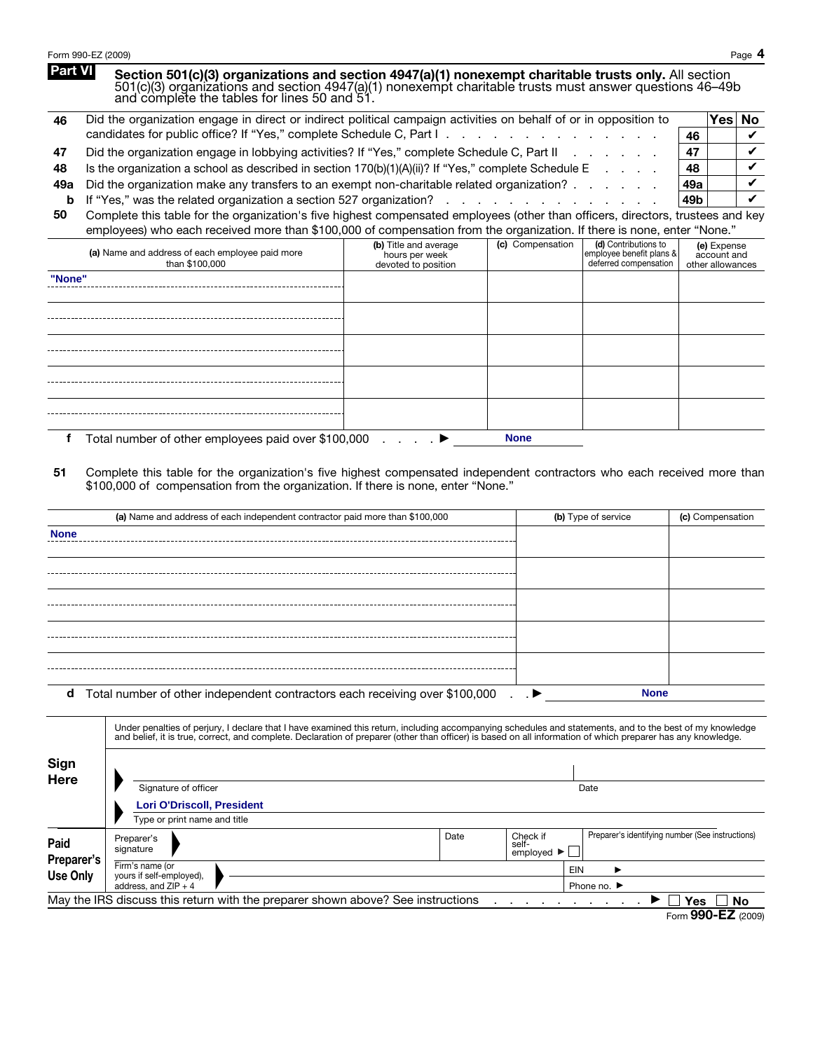## Part VI — Section 501(c)(3) organizations and section 4947(a)(1) nonexempt charitable trusts only.

All section 501(c)(3) organizations and section 4947(a)(1) nonexempt charitable trusts must answer questions 46–49b and complete the tables for lines 50 and 51.

| | | | Yes | No |
|---|---|---|---|---|
| 46 | Did the organization engage in direct or indirect political campaign activities on behalf of or in opposition to candidates for public office? If "Yes," complete Schedule C, Part I | 46 | | ✔ |
| 47 | Did the organization engage in lobbying activities? If "Yes," complete Schedule C, Part II | 47 | | ✔ |
| 48 | Is the organization a school as described in section 170(b)(1)(A)(ii)? If "Yes," complete Schedule E | 48 | | ✔ |
| 49a | Did the organization make any transfers to an exempt non-charitable related organization? | 49a | | ✔ |
| b | If "Yes," was the related organization a section 527 organization? | 49b | | ✔ |

**50** Complete this table for the organization's five highest compensated employees (other than officers, directors, trustees and key employees) who each received more than $100,000 of compensation from the organization. If there is none, enter "None."

| (a) Name and address of each employee paid more than $100,000 | (b) Title and average hours per week devoted to position | (c) Compensation | (d) Contributions to employee benefit plans & deferred compensation | (e) Expense account and other allowances |
|---|---|---|---|---|
| "None" | | | | |
| | | | | |
| | | | | |
| | | | | |
| | | | | |

**f** Total number of other employees paid over $100,000 ▶ None

**51** Complete this table for the organization's five highest compensated independent contractors who each received more than $100,000 of compensation from the organization. If there is none, enter "None."

| (a) Name and address of each independent contractor paid more than $100,000 | (b) Type of service | (c) Compensation |
|---|---|---|
| None | | |
| | | |
| | | |
| | | |
| | | |

**d** Total number of other independent contractors each receiving over $100,000 ▶ None

Under penalties of perjury, I declare that I have examined this return, including accompanying schedules and statements, and to the best of my knowledge and belief, it is true, correct, and complete. Declaration of preparer (other than officer) is based on all information of which preparer has any knowledge.

**Sign Here**

▶ Signature of officer — Date

▶ Lori O'Driscoll, President
Type or print name and title

**Paid Preparer's Use Only**

Preparer's signature ▶ — Date — Check if self-employed ▶ ☐ — Preparer's identifying number (See instructions)

Firm's name (or yours if self-employed), address, and ZIP + 4 ▶ — EIN ▶ — Phone no. ▶

May the IRS discuss this return with the preparer shown above? See instructions ▶ ☐ Yes ☐ No

Form 990-EZ (2009)